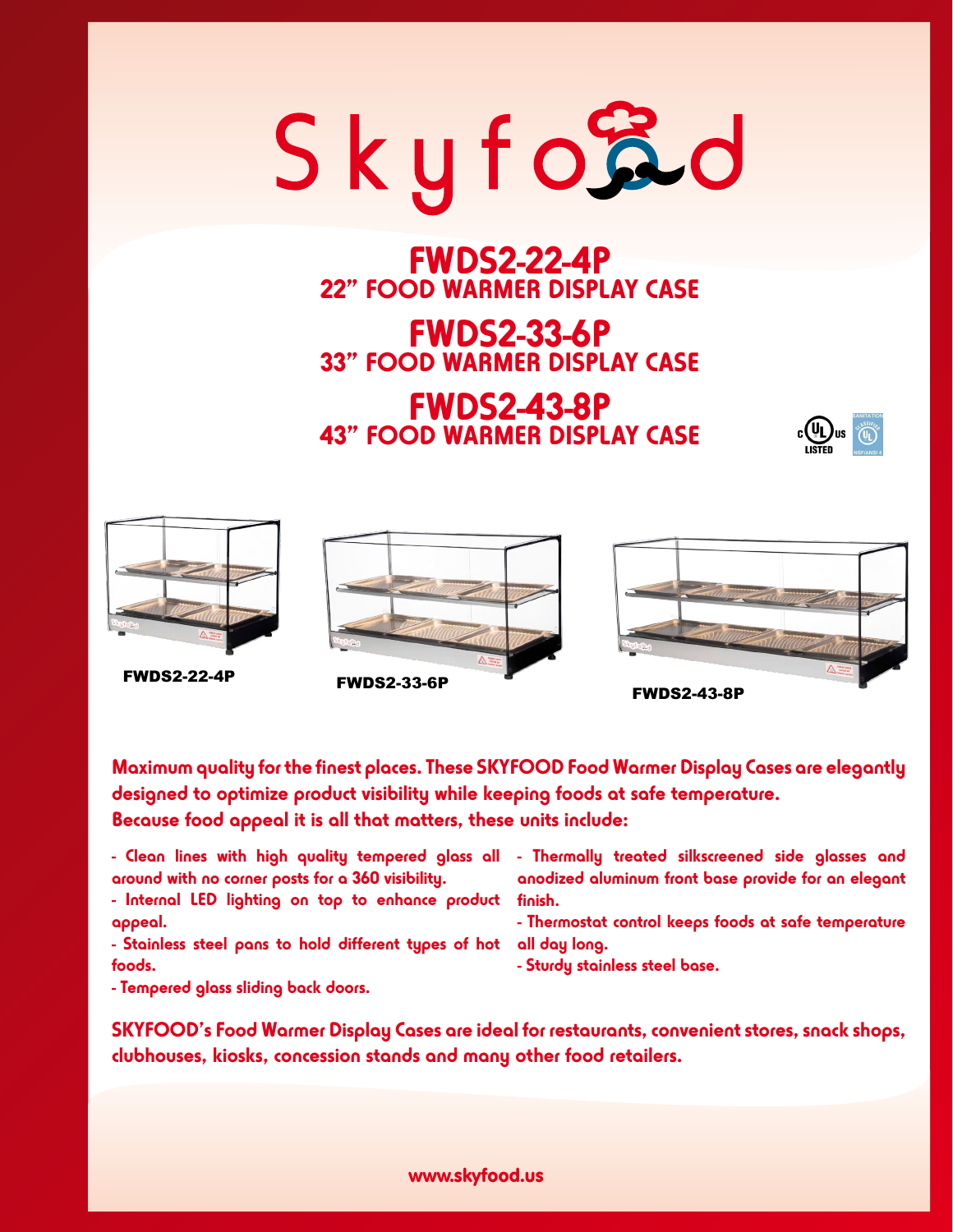# Skyfood

## FWDS2-22-4P
### 22" FOOD WARMER DISPLAY CASE

## FWDS2-33-6P
### 33" FOOD WARMER DISPLAY CASE

## FWDS2-43-8P
### 43" FOOD WARMER DISPLAY CASE

FWDS2-22-4P

FWDS2-33-6P

FWDS2-43-8P

**Maximum quality for the finest places. These SKYFOOD Food Warmer Display Cases are elegantly designed to optimize product visibility while keeping foods at safe temperature. Because food appeal it is all that matters, these units include:**

- Clean lines with high quality tempered glass all around with no corner posts for a 360 visibility.
- Internal LED lighting on top to enhance product appeal.
- Stainless steel pans to hold different types of hot foods.
- Tempered glass sliding back doors.
- Thermally treated silkscreened side glasses and anodized aluminum front base provide for an elegant finish.
- Thermostat control keeps foods at safe temperature all day long.
- Sturdy stainless steel base.

**SKYFOOD's Food Warmer Display Cases are ideal for restaurants, convenient stores, snack shops, clubhouses, kiosks, concession stands and many other food retailers.**

www.skyfood.us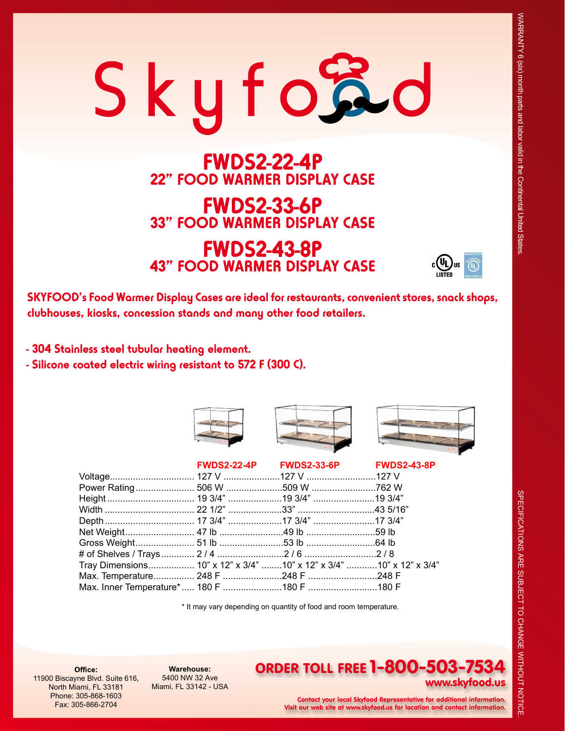# Skyfood

## FWDS2-22-4P
### 22" FOOD WARMER DISPLAY CASE

## FWDS2-33-6P
### 33" FOOD WARMER DISPLAY CASE

## FWDS2-43-8P
### 43" FOOD WARMER DISPLAY CASE

**SKYFOOD's Food Warmer Display Cases are ideal for restaurants, convenient stores, snack shops, clubhouses, kiosks, concession stands and many other food retailers.**

- **304 Stainless steel tubular heating element.**
- **Silicone coated electric wiring resistant to 572 F (300 C).**

| | FWDS2-22-4P | FWDS2-33-6P | FWDS2-43-8P |
|---|---|---|---|
| Voltage | 127 V | 127 V | 127 V |
| Power Rating | 506 W | 509 W | 762 W |
| Height | 19 3/4" | 19 3/4" | 19 3/4" |
| Width | 22 1/2" | 33" | 43 5/16" |
| Depth | 17 3/4" | 17 3/4" | 17 3/4" |
| Net Weight | 47 lb | 49 lb | 59 lb |
| Gross Weight | 51 lb | 53 lb | 64 lb |
| # of Shelves / Trays | 2 / 4 | 2 / 6 | 2 / 8 |
| Tray Dimensions | 10" x 12" x 3/4" | 10" x 12" x 3/4" | 10" x 12" x 3/4" |
| Max. Temperature | 248 F | 248 F | 248 F |
| Max. Inner Temperature* | 180 F | 180 F | 180 F |

\* It may vary depending on quantity of food and room temperature.

**Office:**
11900 Biscayne Blvd. Suite 616,
North Miami, FL 33181
Phone: 305-868-1603
Fax: 305-866-2704

**Warehouse:**
5400 NW 32 Ave
Miami, FL 33142 - USA

**ORDER TOLL FREE 1-800-503-7534**
**www.skyfood.us**

**Contact your local Skyfood Representative for additional information.
Visit our web site at www.skyfood.us for location and contact information.**

WARRANTY 6 (six) month parts and labor valid in the Continental United States.

SPECIFICATIONS ARE SUBJECT TO CHANGE WITHOUT NOTICE.